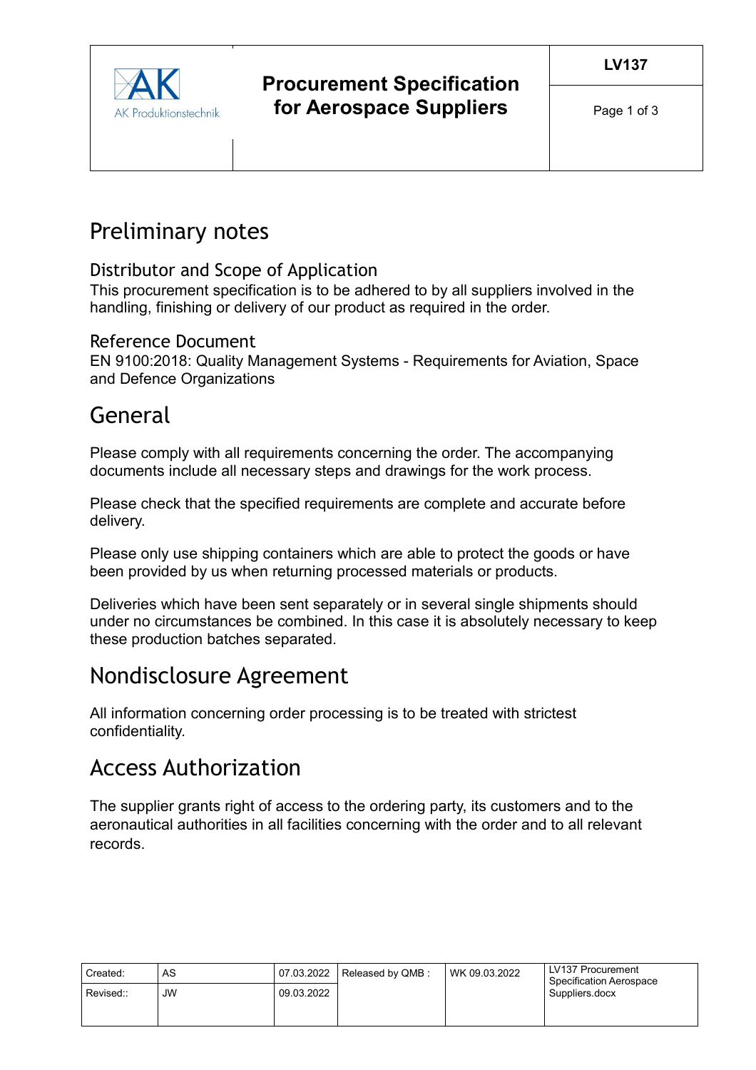# Procurement Specification for Aerospace Suppliers

## Preliminary notes

### Distributor and Scope of Application

This procurement specification is to be adhered to by all suppliers involved in the handling, finishing or delivery of our product as required in the order.

### Reference Document

EN 9100:2018: Quality Management Systems - Requirements for Aviation, Space and Defence Organizations

## General

Please comply with all requirements concerning the order. The accompanying documents include all necessary steps and drawings for the work process.

Please check that the specified requirements are complete and accurate before delivery.

Please only use shipping containers which are able to protect the goods or have been provided by us when returning processed materials or products.

Deliveries which have been sent separately or in several single shipments should under no circumstances be combined. In this case it is absolutely necessary to keep these production batches separated.

## Nondisclosure Agreement

All information concerning order processing is to be treated with strictest confidentiality.

## Access Authorization

The supplier grants right of access to the ordering party, its customers and to the aeronautical authorities in all facilities concerning with the order and to all relevant records.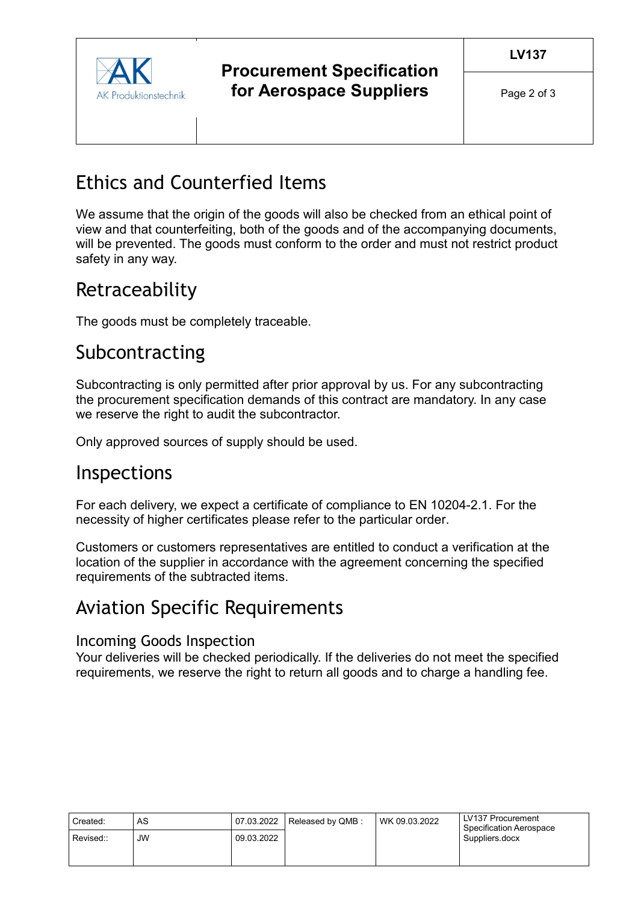# Ethics and Counterfied Items

We assume that the origin of the goods will also be checked from an ethical point of view and that counterfeiting, both of the goods and of the accompanying documents, will be prevented. The goods must conform to the order and must not restrict product safety in any way.

# Retraceability

The goods must be completely traceable.

# Subcontracting

Subcontracting is only permitted after prior approval by us. For any subcontracting the procurement specification demands of this contract are mandatory. In any case we reserve the right to audit the subcontractor.

Only approved sources of supply should be used.

# Inspections

For each delivery, we expect a certificate of compliance to EN 10204-2.1. For the necessity of higher certificates please refer to the particular order.

Customers or customers representatives are entitled to conduct a verification at the location of the supplier in accordance with the agreement concerning the specified requirements of the subtracted items.

# Aviation Specific Requirements

## Incoming Goods Inspection

Your deliveries will be checked periodically. If the deliveries do not meet the specified requirements, we reserve the right to return all goods and to charge a handling fee.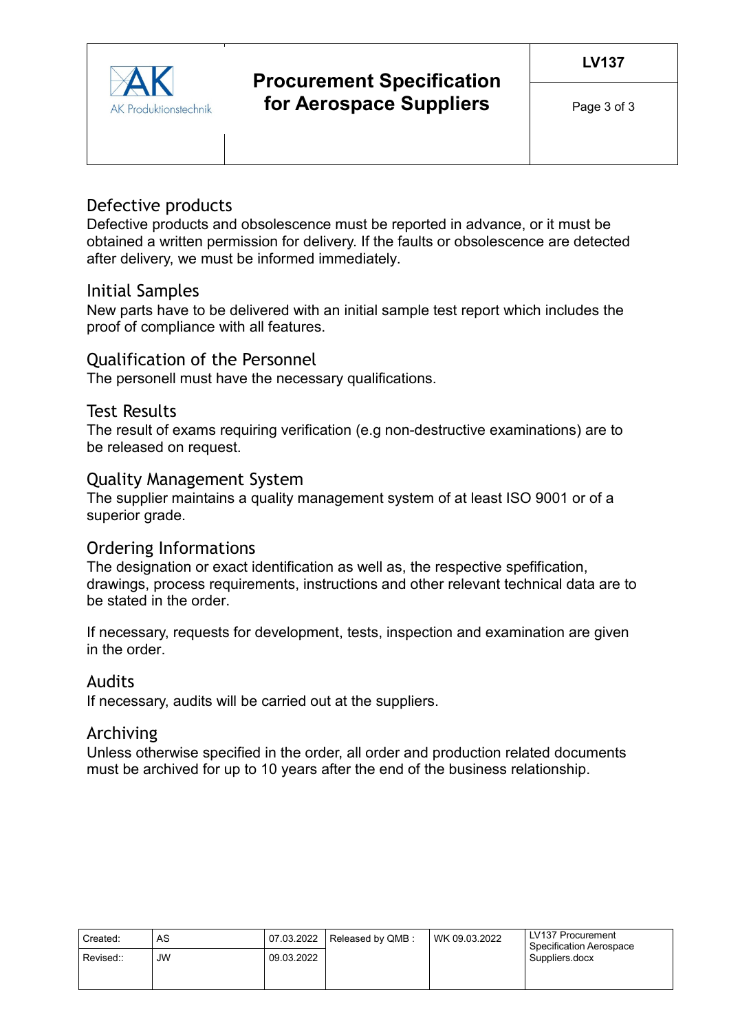## Defective products

Defective products and obsolescence must be reported in advance, or it must be obtained a written permission for delivery. If the faults or obsolescence are detected after delivery, we must be informed immediately.

## Initial Samples

New parts have to be delivered with an initial sample test report which includes the proof of compliance with all features.

## Qualification of the Personnel

The personell must have the necessary qualifications.

## Test Results

The result of exams requiring verification (e.g non-destructive examinations) are to be released on request.

## Quality Management System

The supplier maintains a quality management system of at least ISO 9001 or of a superior grade.

## Ordering Informations

The designation or exact identification as well as, the respective spefification, drawings, process requirements, instructions and other relevant technical data are to be stated in the order.

If necessary, requests for development, tests, inspection and examination are given in the order.

## Audits

If necessary, audits will be carried out at the suppliers.

## Archiving

Unless otherwise specified in the order, all order and production related documents must be archived for up to 10 years after the end of the business relationship.

| | | | | | |
|---|---|---|---|---|---|
| Created: | AS | 07.03.2022 | Released by QMB : | WK 09.03.2022 | LV137 Procurement Specification Aerospace Suppliers.docx |
| Revised:: | JW | 09.03.2022 | | | |